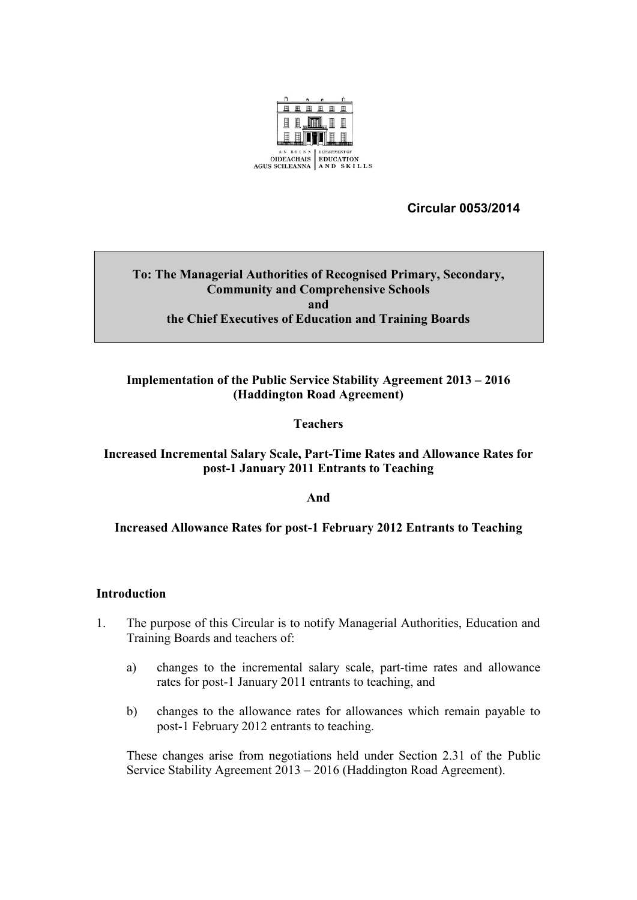AN ROINN OIDEACHAIS AGUS SCILEANNA | DEPARTMENT OF EDUCATION AND SKILLS

**Circular 0053/2014**

**To: The Managerial Authorities of Recognised Primary, Secondary, Community and Comprehensive Schools and the Chief Executives of Education and Training Boards**

**Implementation of the Public Service Stability Agreement 2013 – 2016 (Haddington Road Agreement)**

**Teachers**

**Increased Incremental Salary Scale, Part-Time Rates and Allowance Rates for post-1 January 2011 Entrants to Teaching**

**And**

**Increased Allowance Rates for post-1 February 2012 Entrants to Teaching**

## Introduction

1. The purpose of this Circular is to notify Managerial Authorities, Education and Training Boards and teachers of:

   a) changes to the incremental salary scale, part-time rates and allowance rates for post-1 January 2011 entrants to teaching, and

   b) changes to the allowance rates for allowances which remain payable to post-1 February 2012 entrants to teaching.

   These changes arise from negotiations held under Section 2.31 of the Public Service Stability Agreement 2013 – 2016 (Haddington Road Agreement).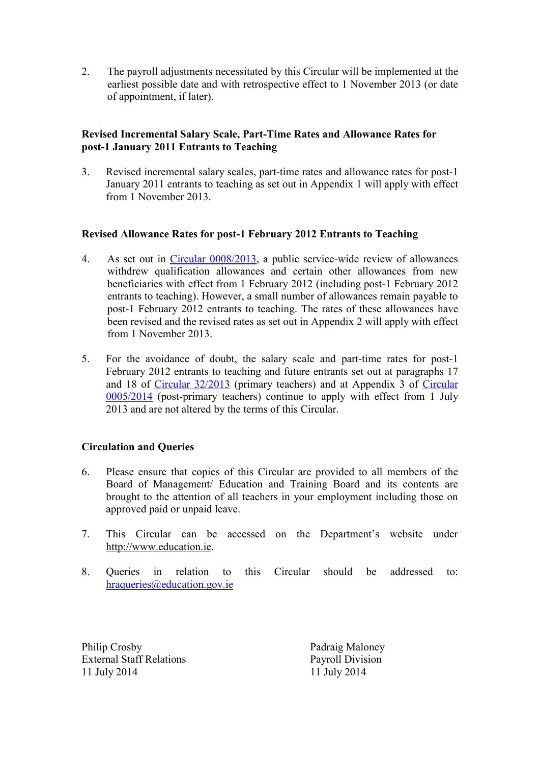2. The payroll adjustments necessitated by this Circular will be implemented at the earliest possible date and with retrospective effect to 1 November 2013 (or date of appointment, if later).

**Revised Incremental Salary Scale, Part-Time Rates and Allowance Rates for post-1 January 2011 Entrants to Teaching**

3. Revised incremental salary scales, part-time rates and allowance rates for post-1 January 2011 entrants to teaching as set out in Appendix 1 will apply with effect from 1 November 2013.

**Revised Allowance Rates for post-1 February 2012 Entrants to Teaching**

4. As set out in Circular 0008/2013, a public service-wide review of allowances withdrew qualification allowances and certain other allowances from new beneficiaries with effect from 1 February 2012 (including post-1 February 2012 entrants to teaching). However, a small number of allowances remain payable to post-1 February 2012 entrants to teaching. The rates of these allowances have been revised and the revised rates as set out in Appendix 2 will apply with effect from 1 November 2013.

5. For the avoidance of doubt, the salary scale and part-time rates for post-1 February 2012 entrants to teaching and future entrants set out at paragraphs 17 and 18 of Circular 32/2013 (primary teachers) and at Appendix 3 of Circular 0005/2014 (post-primary teachers) continue to apply with effect from 1 July 2013 and are not altered by the terms of this Circular.

**Circulation and Queries**

6. Please ensure that copies of this Circular are provided to all members of the Board of Management/ Education and Training Board and its contents are brought to the attention of all teachers in your employment including those on approved paid or unpaid leave.

7. This Circular can be accessed on the Department's website under http://www.education.ie.

8. Queries in relation to this Circular should be addressed to: hraqueries@education.gov.ie

Philip Crosby
External Staff Relations
11 July 2014

Padraig Maloney
Payroll Division
11 July 2014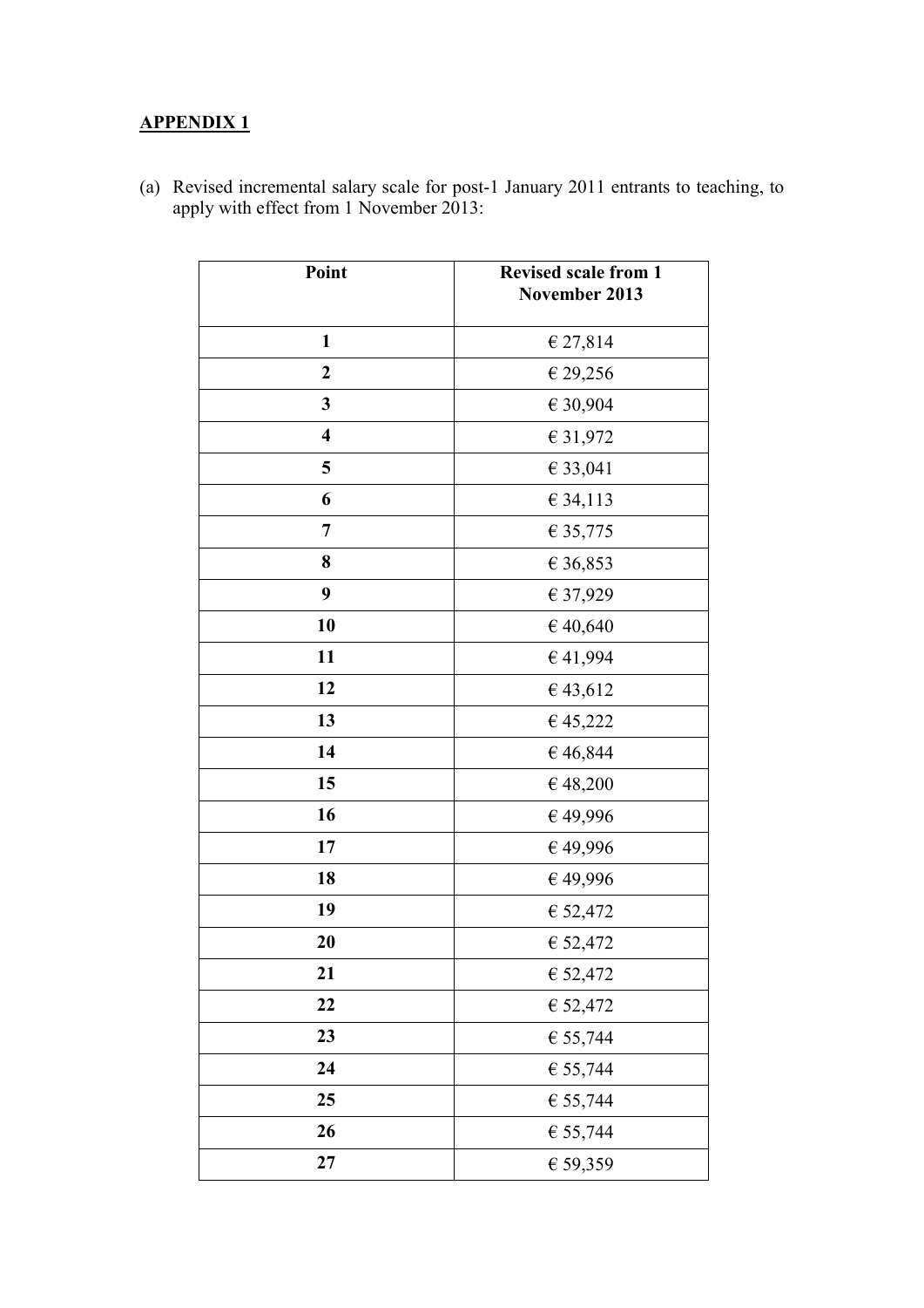**APPENDIX 1**

(a) Revised incremental salary scale for post-1 January 2011 entrants to teaching, to apply with effect from 1 November 2013:

| Point | Revised scale from 1 November 2013 |
|---|---|
| 1 | € 27,814 |
| 2 | € 29,256 |
| 3 | € 30,904 |
| 4 | € 31,972 |
| 5 | € 33,041 |
| 6 | € 34,113 |
| 7 | € 35,775 |
| 8 | € 36,853 |
| 9 | € 37,929 |
| 10 | € 40,640 |
| 11 | € 41,994 |
| 12 | € 43,612 |
| 13 | € 45,222 |
| 14 | € 46,844 |
| 15 | € 48,200 |
| 16 | € 49,996 |
| 17 | € 49,996 |
| 18 | € 49,996 |
| 19 | € 52,472 |
| 20 | € 52,472 |
| 21 | € 52,472 |
| 22 | € 52,472 |
| 23 | € 55,744 |
| 24 | € 55,744 |
| 25 | € 55,744 |
| 26 | € 55,744 |
| 27 | € 59,359 |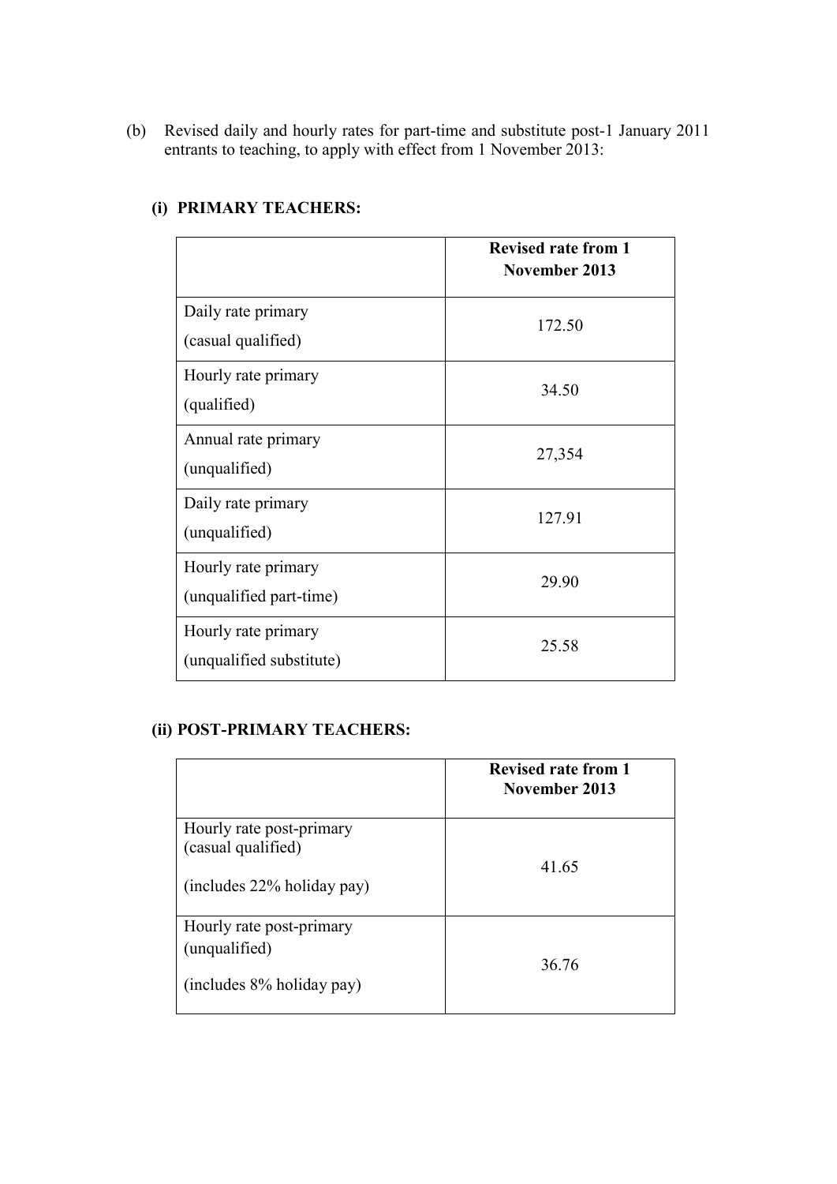(b) Revised daily and hourly rates for part-time and substitute post-1 January 2011 entrants to teaching, to apply with effect from 1 November 2013:

**(i) PRIMARY TEACHERS:**

| | **Revised rate from 1 November 2013** |
|---|---|
| Daily rate primary (casual qualified) | 172.50 |
| Hourly rate primary (qualified) | 34.50 |
| Annual rate primary (unqualified) | 27,354 |
| Daily rate primary (unqualified) | 127.91 |
| Hourly rate primary (unqualified part-time) | 29.90 |
| Hourly rate primary (unqualified substitute) | 25.58 |

**(ii) POST-PRIMARY TEACHERS:**

| | **Revised rate from 1 November 2013** |
|---|---|
| Hourly rate post-primary (casual qualified) (includes 22% holiday pay) | 41.65 |
| Hourly rate post-primary (unqualified) (includes 8% holiday pay) | 36.76 |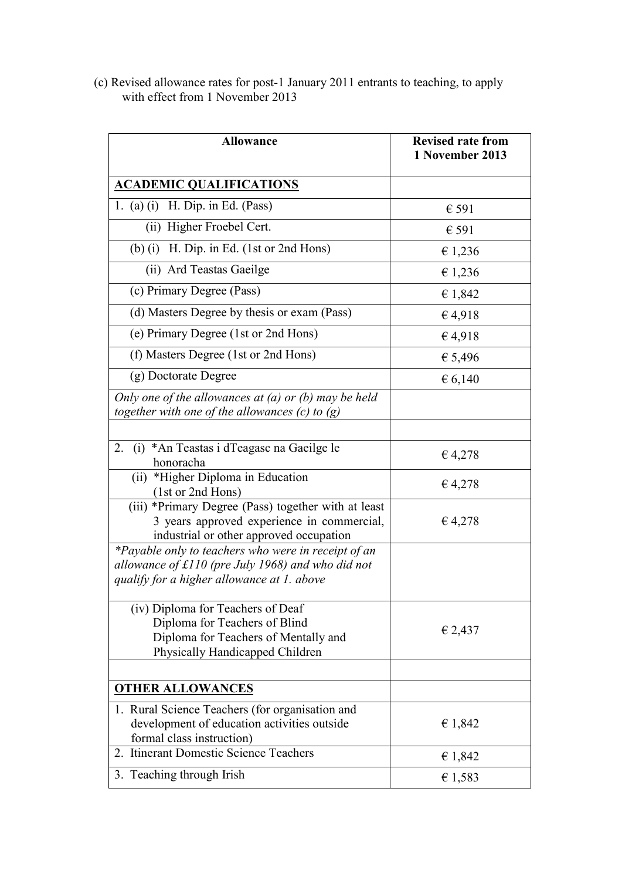(c) Revised allowance rates for post-1 January 2011 entrants to teaching, to apply with effect from 1 November 2013

| Allowance | Revised rate from 1 November 2013 |
|---|---|
| **ACADEMIC QUALIFICATIONS** | |
| 1. (a) (i) H. Dip. in Ed. (Pass) | € 591 |
| (ii) Higher Froebel Cert. | € 591 |
| (b) (i) H. Dip. in Ed. (1st or 2nd Hons) | € 1,236 |
| (ii) Ard Teastas Gaeilge | € 1,236 |
| (c) Primary Degree (Pass) | € 1,842 |
| (d) Masters Degree by thesis or exam (Pass) | € 4,918 |
| (e) Primary Degree (1st or 2nd Hons) | € 4,918 |
| (f) Masters Degree (1st or 2nd Hons) | € 5,496 |
| (g) Doctorate Degree | € 6,140 |
| *Only one of the allowances at (a) or (b) may be held together with one of the allowances (c) to (g)* | |
| | |
| 2. (i) *An Teastas i dTeagasc na Gaeilge le honoracha | € 4,278 |
| (ii) *Higher Diploma in Education (1st or 2nd Hons) | € 4,278 |
| (iii) *Primary Degree (Pass) together with at least 3 years approved experience in commercial, industrial or other approved occupation | € 4,278 |
| *\*Payable only to teachers who were in receipt of an allowance of £110 (pre July 1968) and who did not qualify for a higher allowance at 1. above* | |
| (iv) Diploma for Teachers of Deaf<br>Diploma for Teachers of Blind<br>Diploma for Teachers of Mentally and Physically Handicapped Children | € 2,437 |
| | |
| **OTHER ALLOWANCES** | |
| 1. Rural Science Teachers (for organisation and development of education activities outside formal class instruction) | € 1,842 |
| 2. Itinerant Domestic Science Teachers | € 1,842 |
| 3. Teaching through Irish | € 1,583 |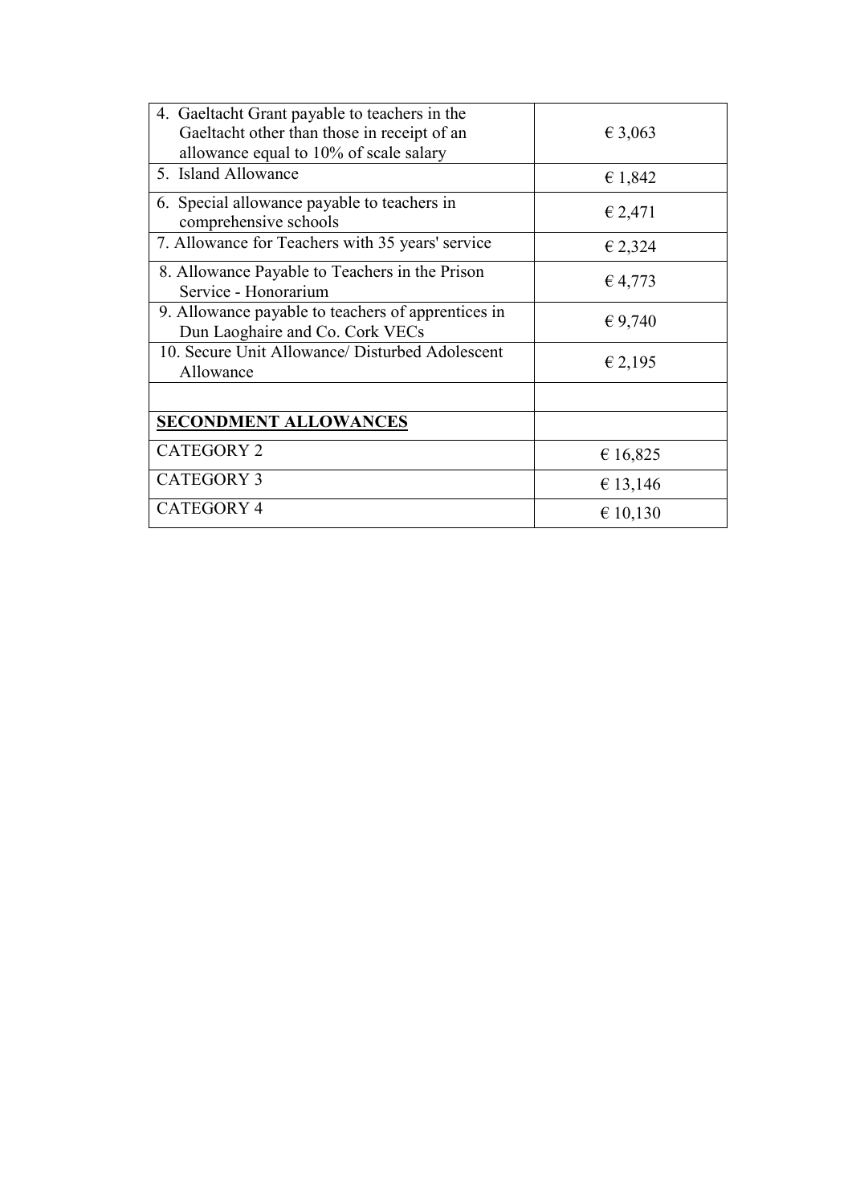| | |
|---|---|
| 4. Gaeltacht Grant payable to teachers in the Gaeltacht other than those in receipt of an allowance equal to 10% of scale salary | € 3,063 |
| 5. Island Allowance | € 1,842 |
| 6. Special allowance payable to teachers in comprehensive schools | € 2,471 |
| 7. Allowance for Teachers with 35 years' service | € 2,324 |
| 8. Allowance Payable to Teachers in the Prison Service - Honorarium | € 4,773 |
| 9. Allowance payable to teachers of apprentices in Dun Laoghaire and Co. Cork VECs | € 9,740 |
| 10. Secure Unit Allowance/ Disturbed Adolescent Allowance | € 2,195 |
| | |
| **SECONDMENT ALLOWANCES** | |
| CATEGORY 2 | € 16,825 |
| CATEGORY 3 | € 13,146 |
| CATEGORY 4 | € 10,130 |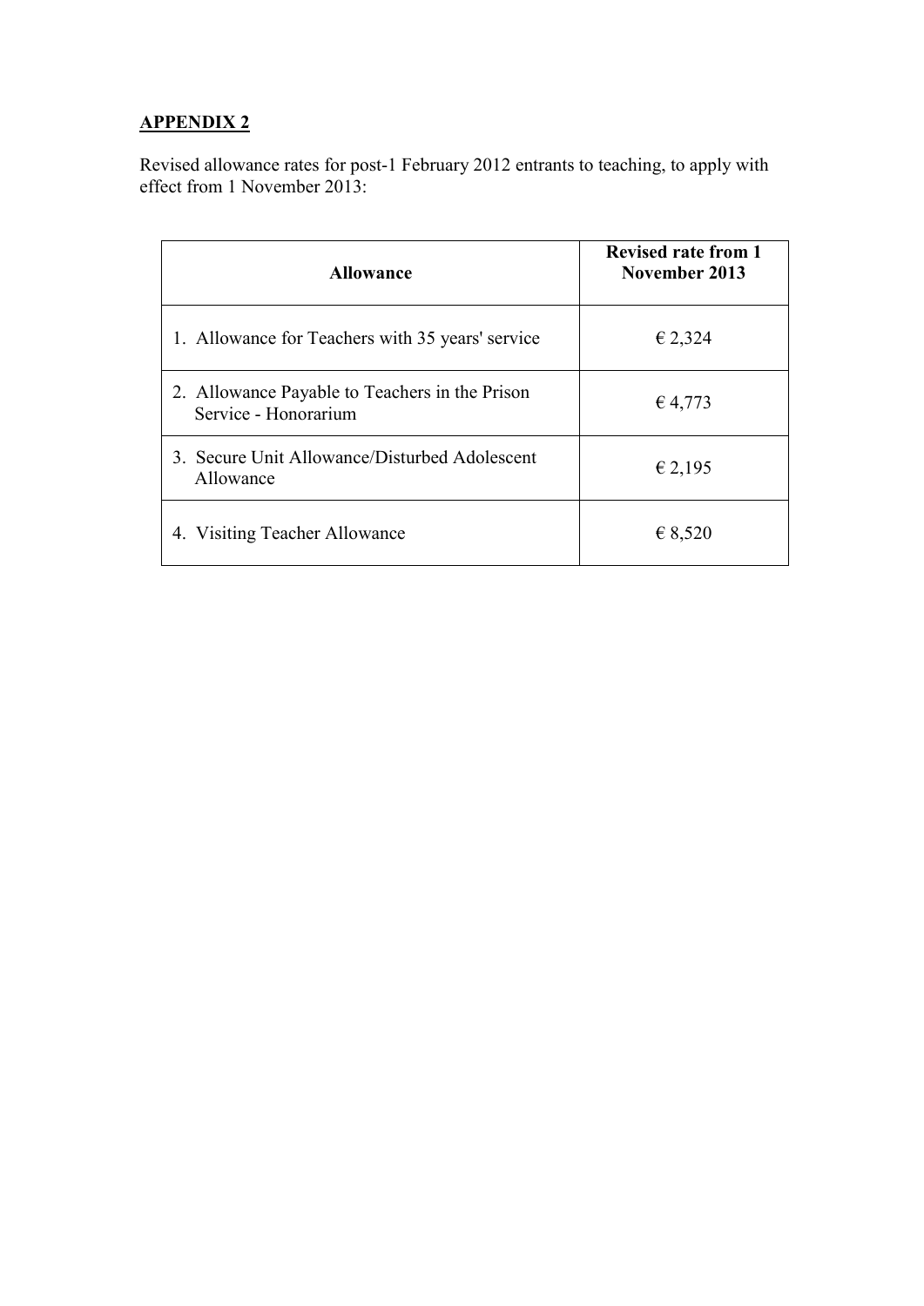**APPENDIX 2**

Revised allowance rates for post-1 February 2012 entrants to teaching, to apply with effect from 1 November 2013:

| Allowance | Revised rate from 1 November 2013 |
|---|---|
| 1. Allowance for Teachers with 35 years' service | € 2,324 |
| 2. Allowance Payable to Teachers in the Prison Service - Honorarium | € 4,773 |
| 3. Secure Unit Allowance/Disturbed Adolescent Allowance | € 2,195 |
| 4. Visiting Teacher Allowance | € 8,520 |